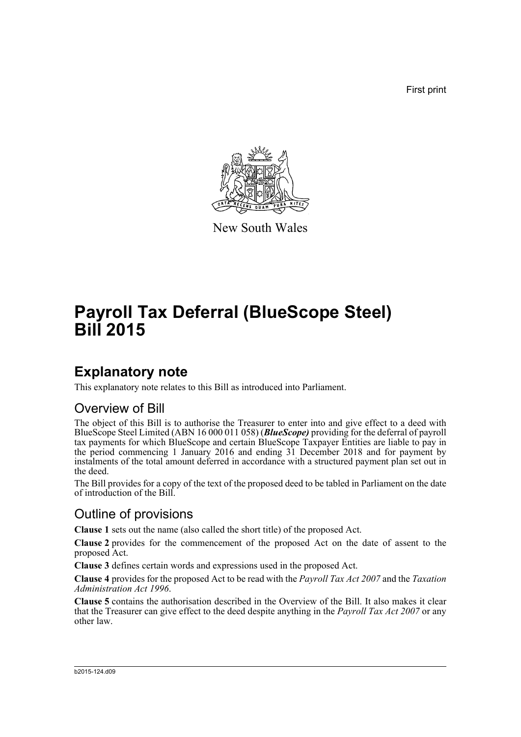First print

New South Wales

# Payroll Tax Deferral (BlueScope Steel) Bill 2015

## Explanatory note

This explanatory note relates to this Bill as introduced into Parliament.

### Overview of Bill

The object of this Bill is to authorise the Treasurer to enter into and give effect to a deed with BlueScope Steel Limited (ABN 16 000 011 058) (***BlueScope)*** providing for the deferral of payroll tax payments for which BlueScope and certain BlueScope Taxpayer Entities are liable to pay in the period commencing 1 January 2016 and ending 31 December 2018 and for payment by instalments of the total amount deferred in accordance with a structured payment plan set out in the deed.

The Bill provides for a copy of the text of the proposed deed to be tabled in Parliament on the date of introduction of the Bill.

### Outline of provisions

**Clause 1** sets out the name (also called the short title) of the proposed Act.

**Clause 2** provides for the commencement of the proposed Act on the date of assent to the proposed Act.

**Clause 3** defines certain words and expressions used in the proposed Act.

**Clause 4** provides for the proposed Act to be read with the *Payroll Tax Act 2007* and the *Taxation Administration Act 1996*.

**Clause 5** contains the authorisation described in the Overview of the Bill. It also makes it clear that the Treasurer can give effect to the deed despite anything in the *Payroll Tax Act 2007* or any other law.

b2015-124.d09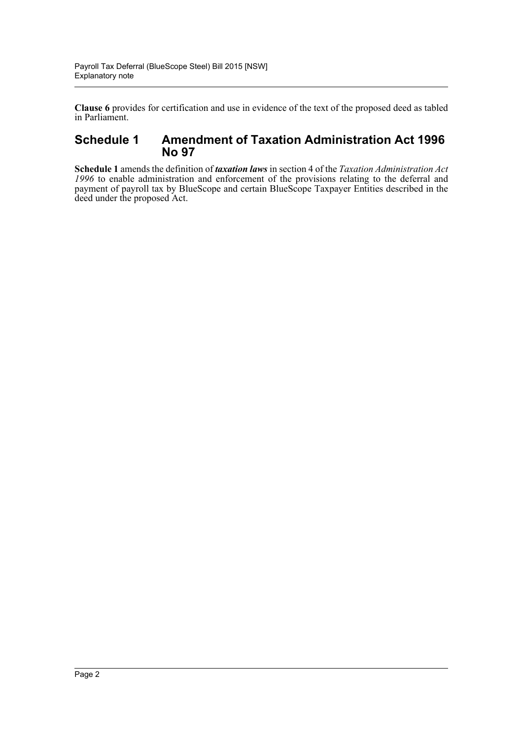**Clause 6** provides for certification and use in evidence of the text of the proposed deed as tabled in Parliament.

## Schedule 1 Amendment of Taxation Administration Act 1996 No 97

**Schedule 1** amends the definition of ***taxation laws*** in section 4 of the *Taxation Administration Act 1996* to enable administration and enforcement of the provisions relating to the deferral and payment of payroll tax by BlueScope and certain BlueScope Taxpayer Entities described in the deed under the proposed Act.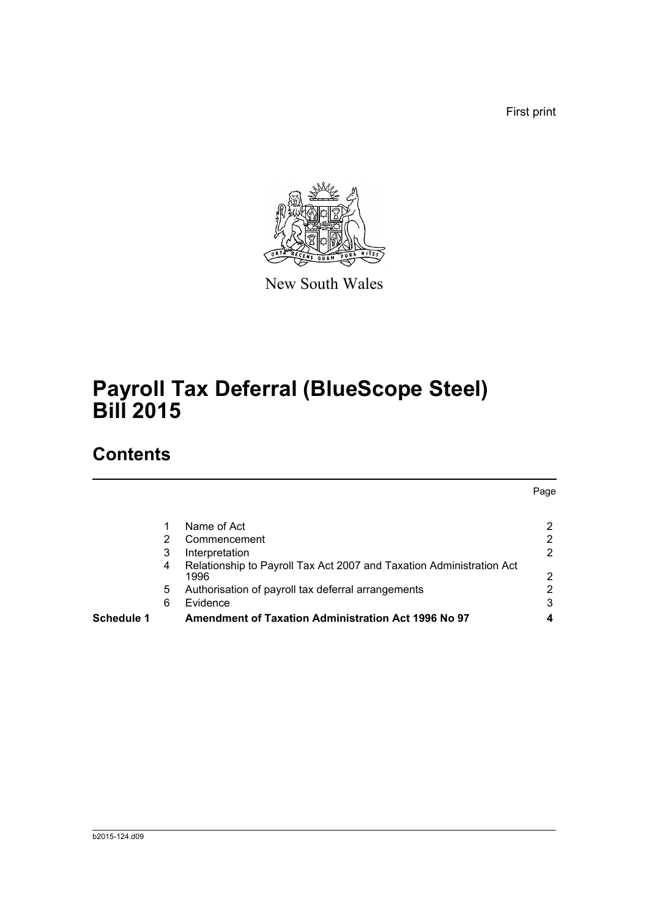First print

New South Wales

# Payroll Tax Deferral (BlueScope Steel) Bill 2015

## Contents

| | | | Page |
|---|---|---|---|
| | 1 | Name of Act | 2 |
| | 2 | Commencement | 2 |
| | 3 | Interpretation | 2 |
| | 4 | Relationship to Payroll Tax Act 2007 and Taxation Administration Act 1996 | 2 |
| | 5 | Authorisation of payroll tax deferral arrangements | 2 |
| | 6 | Evidence | 3 |
| **Schedule 1** | | **Amendment of Taxation Administration Act 1996 No 97** | **4** |

b2015-124.d09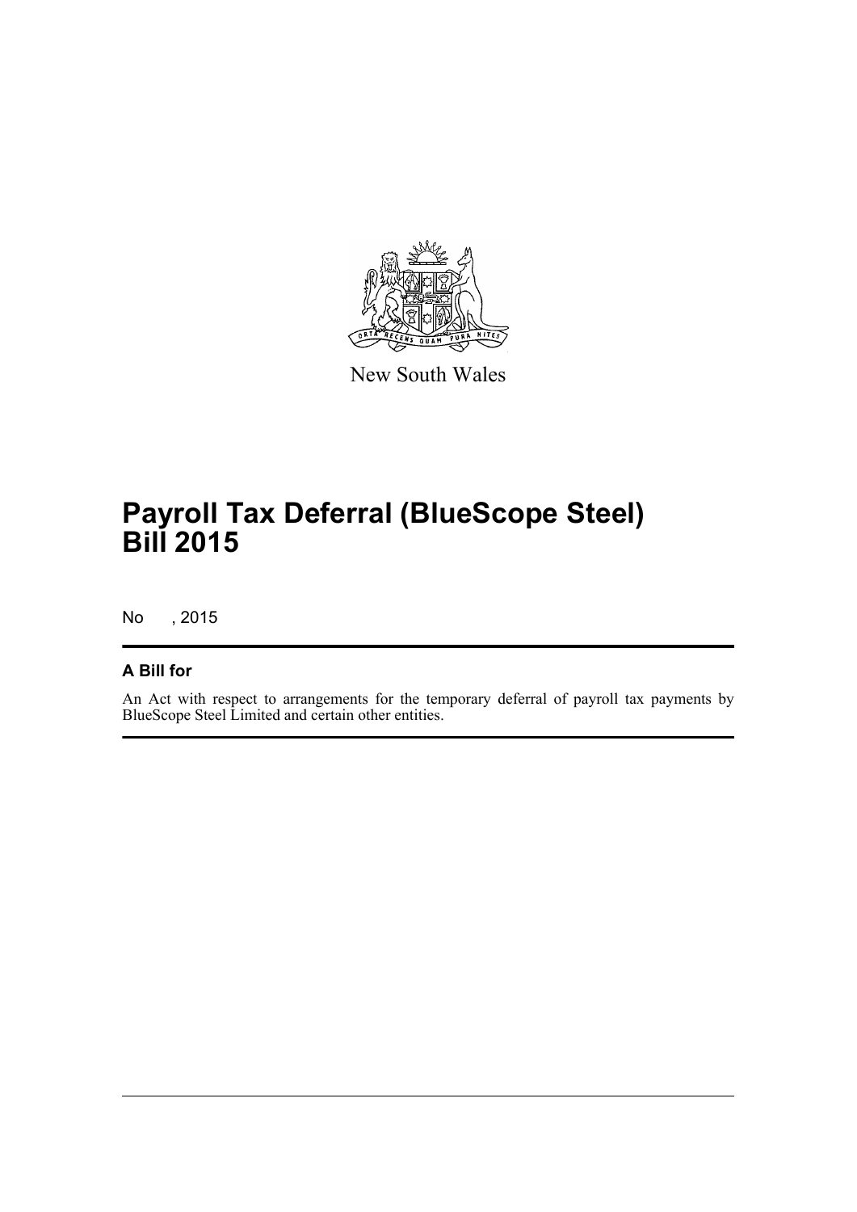New South Wales

# Payroll Tax Deferral (BlueScope Steel) Bill 2015

No , 2015

## A Bill for

An Act with respect to arrangements for the temporary deferral of payroll tax payments by BlueScope Steel Limited and certain other entities.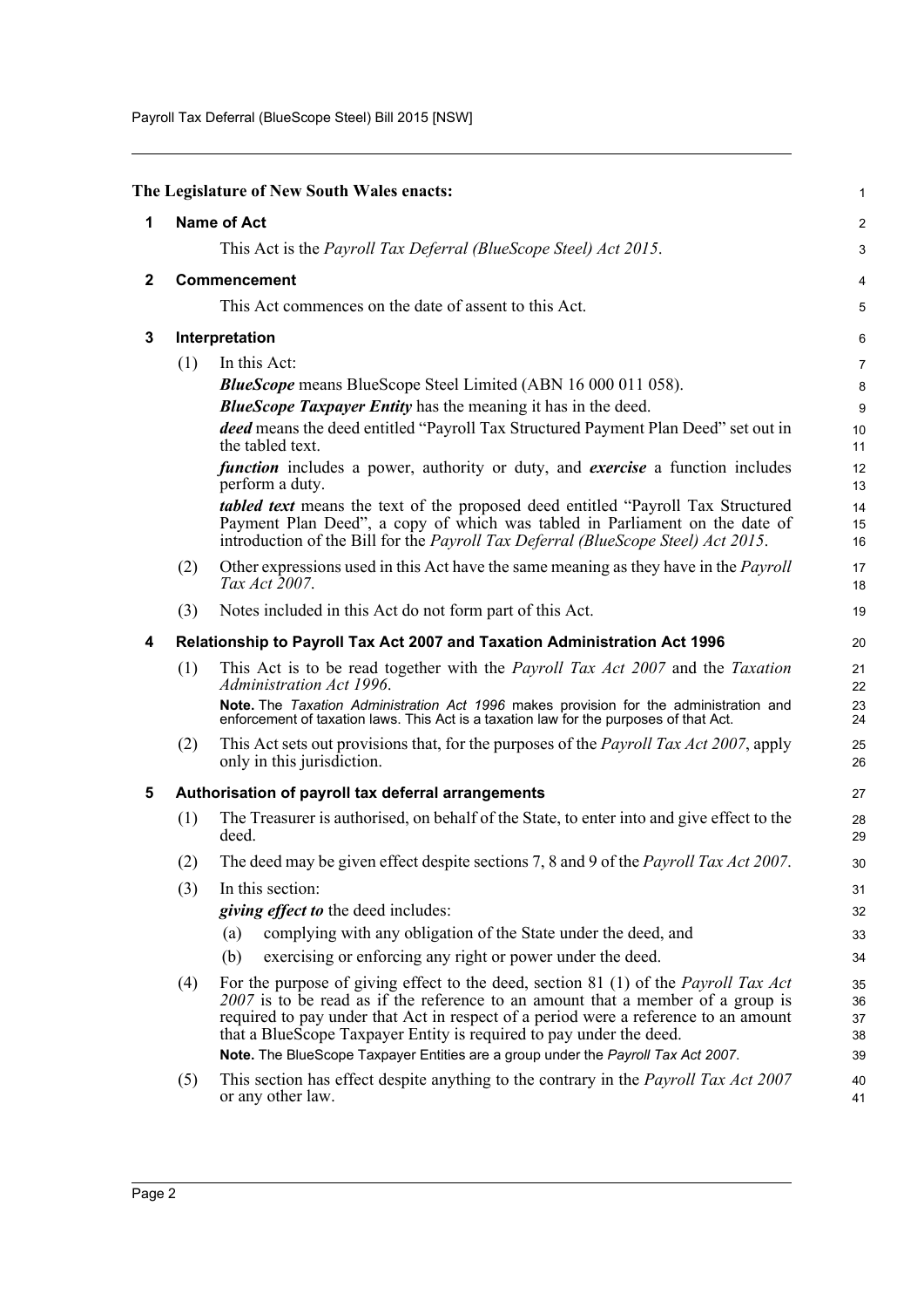The Legislature of New South Wales enacts:

## 1 Name of Act

This Act is the *Payroll Tax Deferral (BlueScope Steel) Act 2015*.

## 2 Commencement

This Act commences on the date of assent to this Act.

## 3 Interpretation

(1) In this Act:

***BlueScope*** means BlueScope Steel Limited (ABN 16 000 011 058).

***BlueScope Taxpayer Entity*** has the meaning it has in the deed.

***deed*** means the deed entitled "Payroll Tax Structured Payment Plan Deed" set out in the tabled text.

***function*** includes a power, authority or duty, and ***exercise*** a function includes perform a duty.

***tabled text*** means the text of the proposed deed entitled "Payroll Tax Structured Payment Plan Deed", a copy of which was tabled in Parliament on the date of introduction of the Bill for the *Payroll Tax Deferral (BlueScope Steel) Act 2015*.

(2) Other expressions used in this Act have the same meaning as they have in the *Payroll Tax Act 2007*.

(3) Notes included in this Act do not form part of this Act.

## 4 Relationship to Payroll Tax Act 2007 and Taxation Administration Act 1996

(1) This Act is to be read together with the *Payroll Tax Act 2007* and the *Taxation Administration Act 1996*.

**Note.** The *Taxation Administration Act 1996* makes provision for the administration and enforcement of taxation laws. This Act is a taxation law for the purposes of that Act.

(2) This Act sets out provisions that, for the purposes of the *Payroll Tax Act 2007*, apply only in this jurisdiction.

## 5 Authorisation of payroll tax deferral arrangements

(1) The Treasurer is authorised, on behalf of the State, to enter into and give effect to the deed.

(2) The deed may be given effect despite sections 7, 8 and 9 of the *Payroll Tax Act 2007*.

(3) In this section:

***giving effect to*** the deed includes:

(a) complying with any obligation of the State under the deed, and

(b) exercising or enforcing any right or power under the deed.

(4) For the purpose of giving effect to the deed, section 81 (1) of the *Payroll Tax Act 2007* is to be read as if the reference to an amount that a member of a group is required to pay under that Act in respect of a period were a reference to an amount that a BlueScope Taxpayer Entity is required to pay under the deed.

**Note.** The BlueScope Taxpayer Entities are a group under the *Payroll Tax Act 2007*.

(5) This section has effect despite anything to the contrary in the *Payroll Tax Act 2007* or any other law.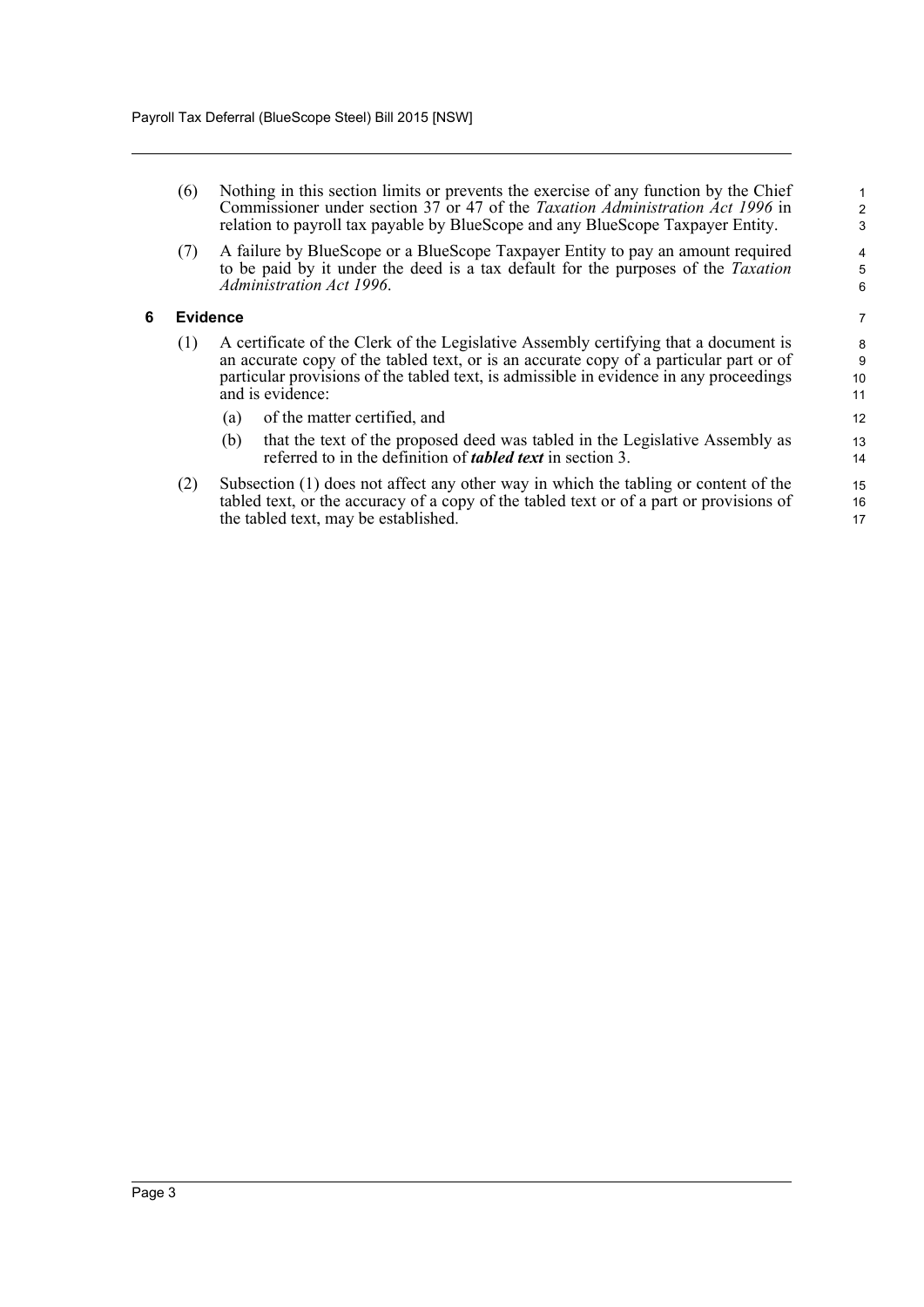(6) Nothing in this section limits or prevents the exercise of any function by the Chief Commissioner under section 37 or 47 of the *Taxation Administration Act 1996* in relation to payroll tax payable by BlueScope and any BlueScope Taxpayer Entity.

(7) A failure by BlueScope or a BlueScope Taxpayer Entity to pay an amount required to be paid by it under the deed is a tax default for the purposes of the *Taxation Administration Act 1996*.

### 6 Evidence

(1) A certificate of the Clerk of the Legislative Assembly certifying that a document is an accurate copy of the tabled text, or is an accurate copy of a particular part or of particular provisions of the tabled text, is admissible in evidence in any proceedings and is evidence:

- (a) of the matter certified, and
- (b) that the text of the proposed deed was tabled in the Legislative Assembly as referred to in the definition of ***tabled text*** in section 3.

(2) Subsection (1) does not affect any other way in which the tabling or content of the tabled text, or the accuracy of a copy of the tabled text or of a part or provisions of the tabled text, may be established.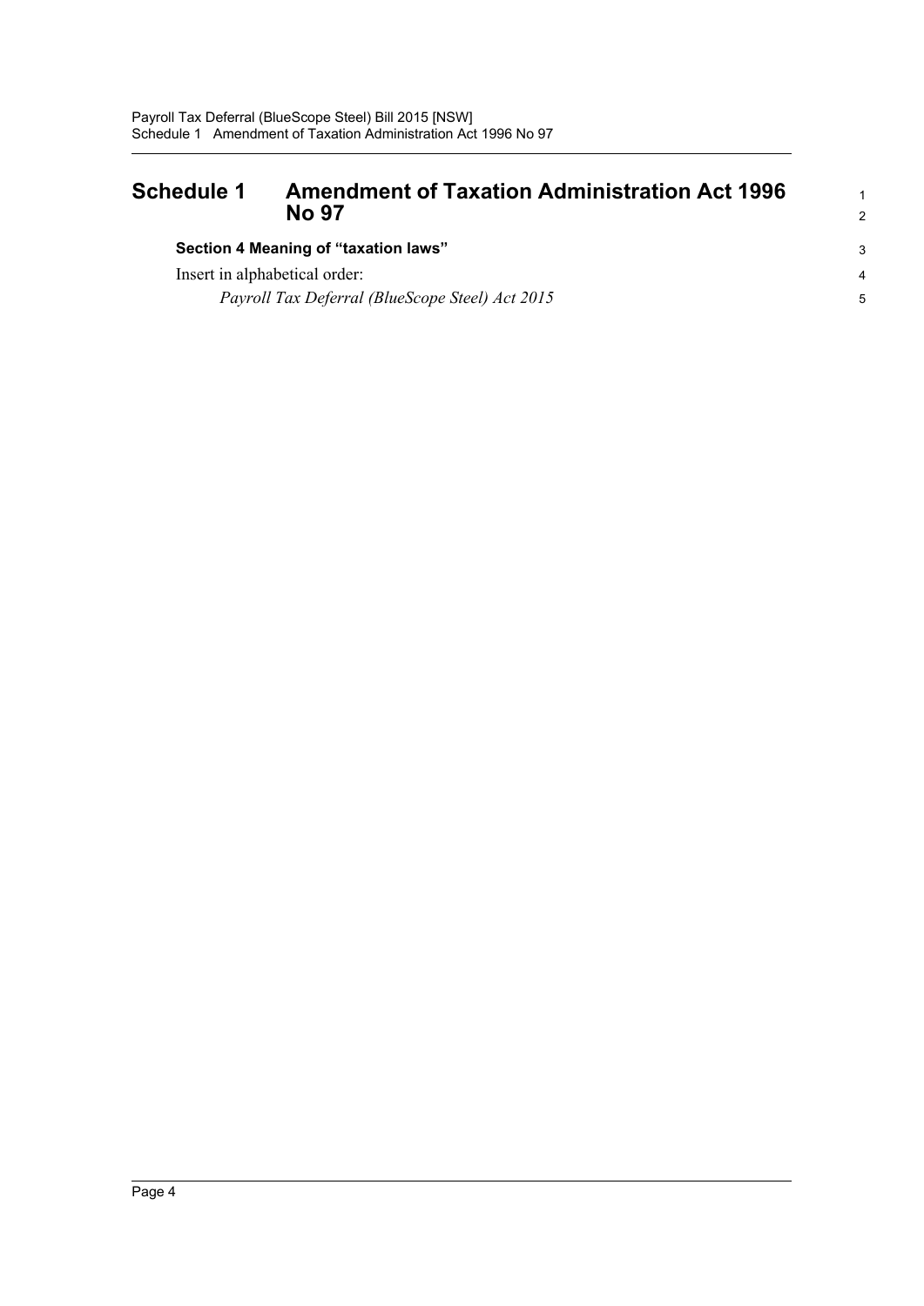# Schedule 1 Amendment of Taxation Administration Act 1996 No 97

### Section 4 Meaning of "taxation laws"

Insert in alphabetical order:

*Payroll Tax Deferral (BlueScope Steel) Act 2015*